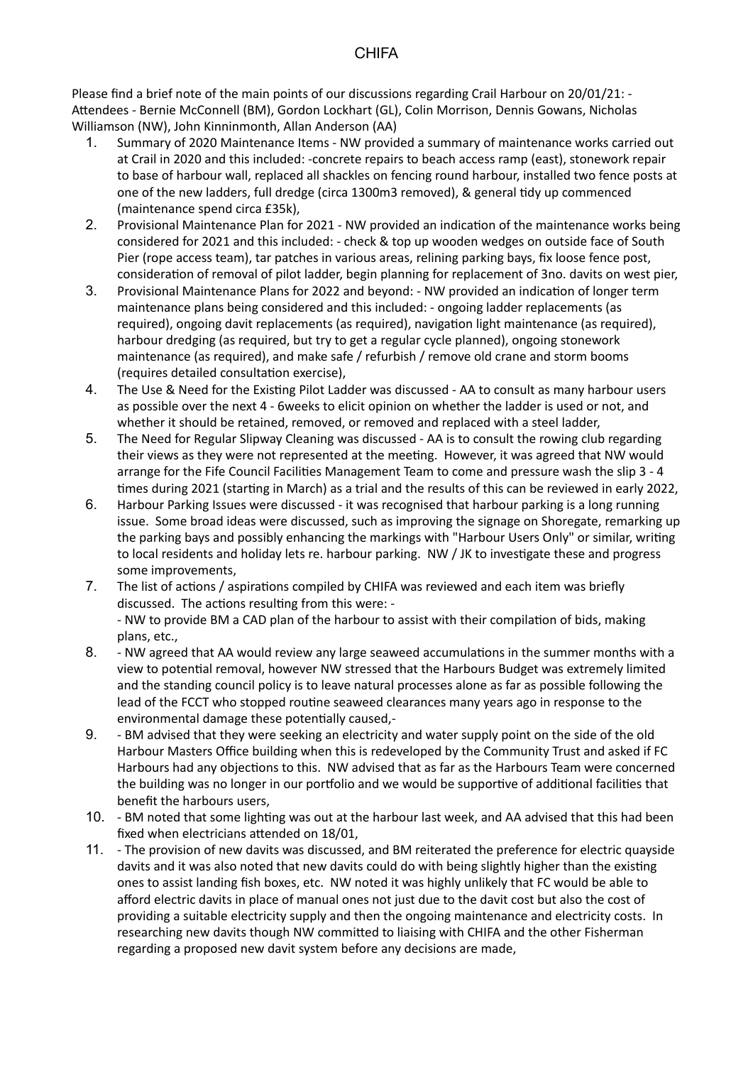# CHIFA

Please find a brief note of the main points of our discussions regarding Crail Harbour on 20/01/21: -
Attendees - Bernie McConnell (BM), Gordon Lockhart (GL), Colin Morrison, Dennis Gowans, Nicholas Williamson (NW), John Kinninmonth, Allan Anderson (AA)

1. Summary of 2020 Maintenance Items - NW provided a summary of maintenance works carried out at Crail in 2020 and this included: -concrete repairs to beach access ramp (east), stonework repair to base of harbour wall, replaced all shackles on fencing round harbour, installed two fence posts at one of the new ladders, full dredge (circa 1300m3 removed), & general tidy up commenced (maintenance spend circa £35k),
2. Provisional Maintenance Plan for 2021 - NW provided an indication of the maintenance works being considered for 2021 and this included: - check & top up wooden wedges on outside face of South Pier (rope access team), tar patches in various areas, relining parking bays, fix loose fence post, consideration of removal of pilot ladder, begin planning for replacement of 3no. davits on west pier,
3. Provisional Maintenance Plans for 2022 and beyond: - NW provided an indication of longer term maintenance plans being considered and this included: - ongoing ladder replacements (as required), ongoing davit replacements (as required), navigation light maintenance (as required), harbour dredging (as required, but try to get a regular cycle planned), ongoing stonework maintenance (as required), and make safe / refurbish / remove old crane and storm booms (requires detailed consultation exercise),
4. The Use & Need for the Existing Pilot Ladder was discussed - AA to consult as many harbour users as possible over the next 4 - 6weeks to elicit opinion on whether the ladder is used or not, and whether it should be retained, removed, or removed and replaced with a steel ladder,
5. The Need for Regular Slipway Cleaning was discussed - AA is to consult the rowing club regarding their views as they were not represented at the meeting. However, it was agreed that NW would arrange for the Fife Council Facilities Management Team to come and pressure wash the slip 3 - 4 times during 2021 (starting in March) as a trial and the results of this can be reviewed in early 2022,
6. Harbour Parking Issues were discussed - it was recognised that harbour parking is a long running issue. Some broad ideas were discussed, such as improving the signage on Shoregate, remarking up the parking bays and possibly enhancing the markings with "Harbour Users Only" or similar, writing to local residents and holiday lets re. harbour parking. NW / JK to investigate these and progress some improvements,
7. The list of actions / aspirations compiled by CHIFA was reviewed and each item was briefly discussed. The actions resulting from this were: -
   - NW to provide BM a CAD plan of the harbour to assist with their compilation of bids, making plans, etc.,
8. - NW agreed that AA would review any large seaweed accumulations in the summer months with a view to potential removal, however NW stressed that the Harbours Budget was extremely limited and the standing council policy is to leave natural processes alone as far as possible following the lead of the FCCT who stopped routine seaweed clearances many years ago in response to the environmental damage these potentially caused,-
9. - BM advised that they were seeking an electricity and water supply point on the side of the old Harbour Masters Office building when this is redeveloped by the Community Trust and asked if FC Harbours had any objections to this. NW advised that as far as the Harbours Team were concerned the building was no longer in our portfolio and we would be supportive of additional facilities that benefit the harbours users,
10. - BM noted that some lighting was out at the harbour last week, and AA advised that this had been fixed when electricians attended on 18/01,
11. - The provision of new davits was discussed, and BM reiterated the preference for electric quayside davits and it was also noted that new davits could do with being slightly higher than the existing ones to assist landing fish boxes, etc. NW noted it was highly unlikely that FC would be able to afford electric davits in place of manual ones not just due to the davit cost but also the cost of providing a suitable electricity supply and then the ongoing maintenance and electricity costs. In researching new davits though NW committed to liaising with CHIFA and the other Fisherman regarding a proposed new davit system before any decisions are made,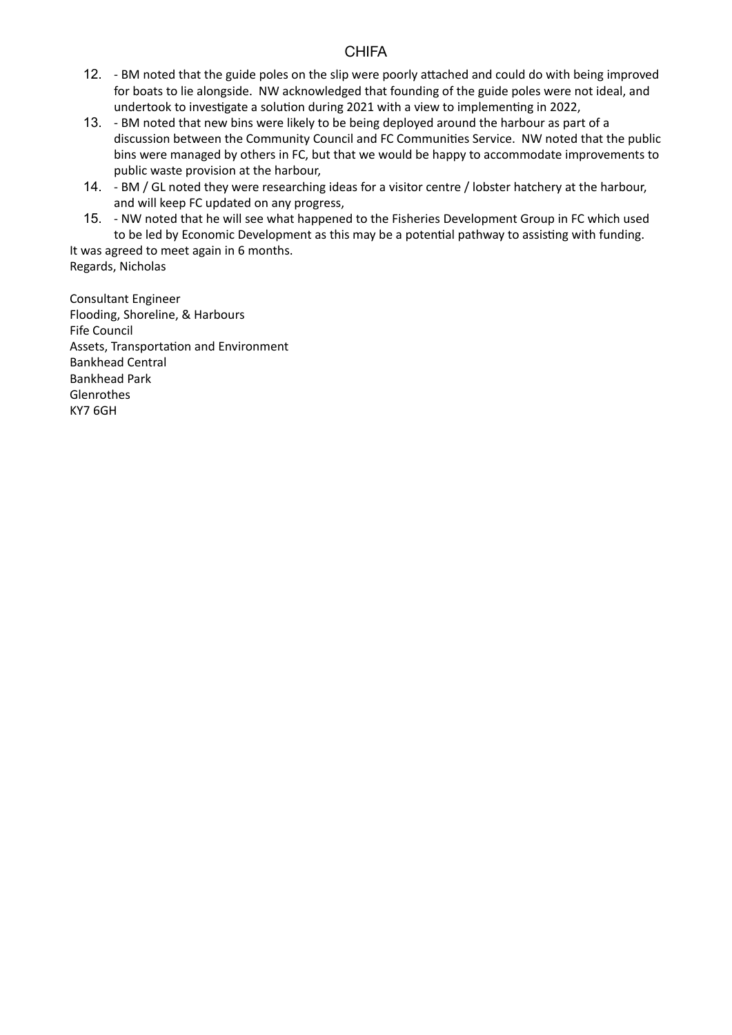12. - BM noted that the guide poles on the slip were poorly attached and could do with being improved for boats to lie alongside. NW acknowledged that founding of the guide poles were not ideal, and undertook to investigate a solution during 2021 with a view to implementing in 2022,
13. - BM noted that new bins were likely to be being deployed around the harbour as part of a discussion between the Community Council and FC Communities Service. NW noted that the public bins were managed by others in FC, but that we would be happy to accommodate improvements to public waste provision at the harbour,
14. - BM / GL noted they were researching ideas for a visitor centre / lobster hatchery at the harbour, and will keep FC updated on any progress,
15. - NW noted that he will see what happened to the Fisheries Development Group in FC which used to be led by Economic Development as this may be a potential pathway to assisting with funding.

It was agreed to meet again in 6 months.

Regards, Nicholas

Consultant Engineer
Flooding, Shoreline, & Harbours
Fife Council
Assets, Transportation and Environment
Bankhead Central
Bankhead Park
Glenrothes
KY7 6GH